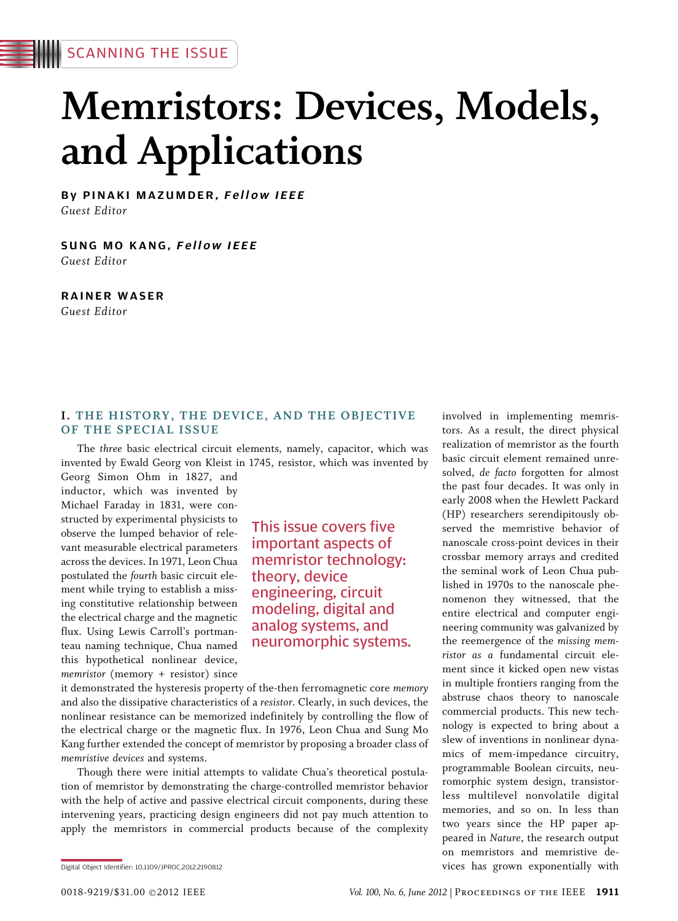SCANNING THE ISSUE

# Memristors: Devices, Models, and Applications

By **PINAKI MAZUMDER**, ***Fellow IEEE***
*Guest Editor*

**SUNG MO KANG**, ***Fellow IEEE***
*Guest Editor*

**RAINER WASER**
*Guest Editor*

## I. THE HISTORY, THE DEVICE, AND THE OBJECTIVE OF THE SPECIAL ISSUE

The *three* basic electrical circuit elements, namely, capacitor, which was invented by Ewald Georg von Kleist in 1745, resistor, which was invented by Georg Simon Ohm in 1827, and inductor, which was invented by Michael Faraday in 1831, were constructed by experimental physicists to observe the lumped behavior of relevant measurable electrical parameters across the devices. In 1971, Leon Chua postulated the *fourth* basic circuit element while trying to establish a missing constitutive relationship between the electrical charge and the magnetic flux. Using Lewis Carroll's portmanteau naming technique, Chua named this hypothetical nonlinear device, *memristor* (memory + resistor) since it demonstrated the hysteresis property of the-then ferromagnetic core *memory* and also the dissipative characteristics of a *resistor*. Clearly, in such devices, the nonlinear resistance can be memorized indefinitely by controlling the flow of the electrical charge or the magnetic flux. In 1976, Leon Chua and Sung Mo Kang further extended the concept of memristor by proposing a broader class of *memristive devices* and systems.

> This issue covers five important aspects of memristor technology: theory, device engineering, circuit modeling, digital and analog systems, and neuromorphic systems.

Though there were initial attempts to validate Chua's theoretical postulation of memristor by demonstrating the charge-controlled memristor behavior with the help of active and passive electrical circuit components, during these intervening years, practicing design engineers did not pay much attention to apply the memristors in commercial products because of the complexity involved in implementing memristors. As a result, the direct physical realization of memristor as the fourth basic circuit element remained unresolved, *de facto* forgotten for almost the past four decades. It was only in early 2008 when the Hewlett Packard (HP) researchers serendipitously observed the memristive behavior of nanoscale cross-point devices in their crossbar memory arrays and credited the seminal work of Leon Chua published in 1970s to the nanoscale phenomenon they witnessed, that the entire electrical and computer engineering community was galvanized by the reemergence of the *missing memristor as a* fundamental circuit element since it kicked open new vistas in multiple frontiers ranging from the abstruse chaos theory to nanoscale commercial products. This new technology is expected to bring about a slew of inventions in nonlinear dynamics of mem-impedance circuitry, programmable Boolean circuits, neuromorphic system design, transistorless multilevel nonvolatile digital memories, and so on. In less than two years since the HP paper appeared in *Nature*, the research output on memristors and memristive devices has grown exponentially with

Digital Object Identifier: 10.1109/JPROC.2012.2190812

0018-9219/$31.00 ©2012 IEEE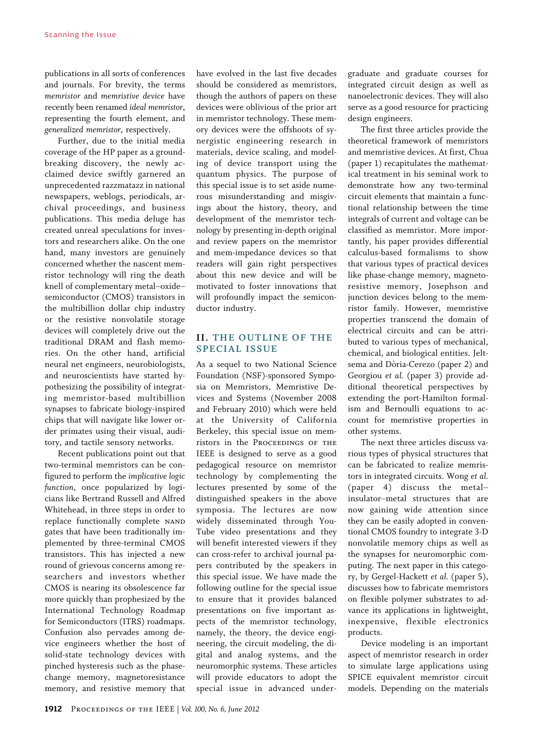publications in all sorts of conferences and journals. For brevity, the terms *memristor* and *memristive device* have recently been renamed *ideal memristor*, representing the fourth element, and *generalized memristor*, respectively.

Further, due to the initial media coverage of the HP paper as a groundbreaking discovery, the newly acclaimed device swiftly garnered an unprecedented razzmatazz in national newspapers, weblogs, periodicals, archival proceedings, and business publications. This media deluge has created unreal speculations for investors and researchers alike. On the one hand, many investors are genuinely concerned whether the nascent memristor technology will ring the death knell of complementary metal–oxide–semiconductor (CMOS) transistors in the multibillion dollar chip industry or the resistive nonvolatile storage devices will completely drive out the traditional DRAM and flash memories. On the other hand, artificial neural net engineers, neurobiologists, and neuroscientists have started hypothesizing the possibility of integrating memristor-based multibillion synapses to fabricate biology-inspired chips that will navigate like lower order primates using their visual, auditory, and tactile sensory networks.

Recent publications point out that two-terminal memristors can be configured to perform the *implicative logic function*, once popularized by logicians like Bertrand Russell and Alfred Whitehead, in three steps in order to replace functionally complete NAND gates that have been traditionally implemented by three-terminal CMOS transistors. This has injected a new round of grievous concerns among researchers and investors whether CMOS is nearing its obsolescence far more quickly than prophesized by the International Technology Roadmap for Semiconductors (ITRS) roadmaps. Confusion also pervades among device engineers whether the host of solid-state technology devices with pinched hysteresis such as the phase-change memory, magnetoresistance memory, and resistive memory that have evolved in the last five decades should be considered as memristors, though the authors of papers on these devices were oblivious of the prior art in memristor technology. These memory devices were the offshoots of synergistic engineering research in materials, device scaling, and modeling of device transport using the quantum physics. The purpose of this special issue is to set aside numerous misunderstanding and misgivings about the history, theory, and development of the memristor technology by presenting in-depth original and review papers on the memristor and mem-impedance devices so that readers will gain right perspectives about this new device and will be motivated to foster innovations that will profoundly impact the semiconductor industry.

## II. THE OUTLINE OF THE SPECIAL ISSUE

As a sequel to two National Science Foundation (NSF)-sponsored Symposia on Memristors, Memristive Devices and Systems (November 2008 and February 2010) which were held at the University of California Berkeley, this special issue on memristors in the PROCEEDINGS OF THE IEEE is designed to serve as a good pedagogical resource on memristor technology by complementing the lectures presented by some of the distinguished speakers in the above symposia. The lectures are now widely disseminated through YouTube video presentations and they will benefit interested viewers if they can cross-refer to archival journal papers contributed by the speakers in this special issue. We have made the following outline for the special issue to ensure that it provides balanced presentations on five important aspects of the memristor technology, namely, the theory, the device engineering, the circuit modeling, the digital and analog systems, and the neuromorphic systems. These articles will provide educators to adopt the special issue in advanced undergraduate and graduate courses for integrated circuit design as well as nanoelectronic devices. They will also serve as a good resource for practicing design engineers.

The first three articles provide the theoretical framework of memristors and memristive devices. At first, Chua (paper 1) recapitulates the mathematical treatment in his seminal work to demonstrate how any two-terminal circuit elements that maintain a functional relationship between the time integrals of current and voltage can be classified as memristor. More importantly, his paper provides differential calculus-based formalisms to show that various types of practical devices like phase-change memory, magnetoresistive memory, Josephson and junction devices belong to the memristor family. However, memristive properties transcend the domain of electrical circuits and can be attributed to various types of mechanical, chemical, and biological entities. Jeltsema and Dòria-Cerezo (paper 2) and Georgiou *et al.* (paper 3) provide additional theoretical perspectives by extending the port-Hamilton formalism and Bernoulli equations to account for memristive properties in other systems.

The next three articles discuss various types of physical structures that can be fabricated to realize memristors in integrated circuits. Wong *et al.* (paper 4) discuss the metal–insulator–metal structures that are now gaining wide attention since they can be easily adopted in conventional CMOS foundry to integrate 3-D nonvolatile memory chips as well as the synapses for neuromorphic computing. The next paper in this category, by Gergel-Hackett *et al.* (paper 5), discusses how to fabricate memristors on flexible polymer substrates to advance its applications in lightweight, inexpensive, flexible electronics products.

Device modeling is an important aspect of memristor research in order to simulate large applications using SPICE equivalent memristor circuit models. Depending on the materials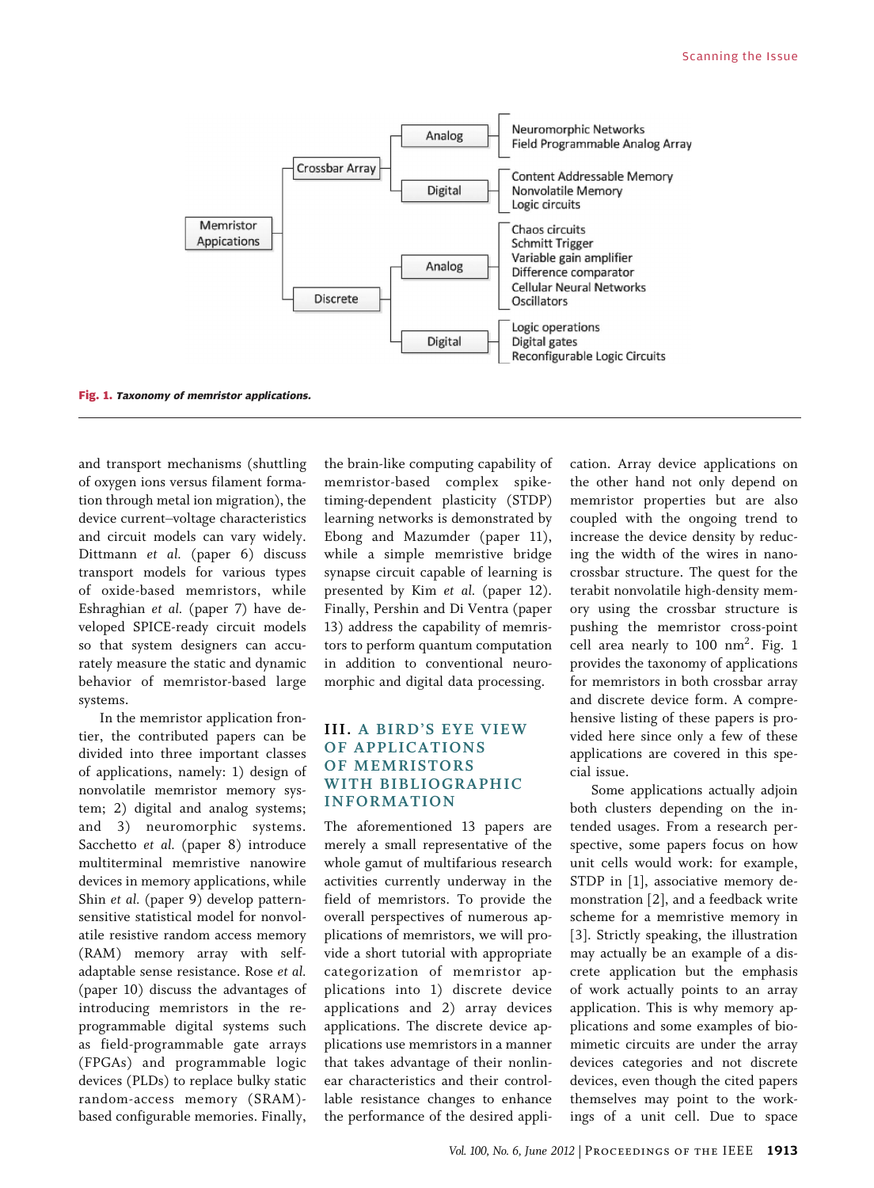Memristor Applications

Crossbar Array

Analog

Neuromorphic Networks
Field Programmable Analog Array

Digital

Content Addressable Memory
Nonvolatile Memory
Logic circuits

Discrete

Analog

Chaos circuits
Schmitt Trigger
Variable gain amplifier
Difference comparator
Cellular Neural Networks
Oscillators

Digital

Logic operations
Digital gates
Reconfigurable Logic Circuits

**Fig. 1.** *Taxonomy of memristor applications.*

and transport mechanisms (shuttling of oxygen ions versus filament formation through metal ion migration), the device current–voltage characteristics and circuit models can vary widely. Dittmann *et al.* (paper 6) discuss transport models for various types of oxide-based memristors, while Eshraghian *et al.* (paper 7) have developed SPICE-ready circuit models so that system designers can accurately measure the static and dynamic behavior of memristor-based large systems.

In the memristor application frontier, the contributed papers can be divided into three important classes of applications, namely: 1) design of nonvolatile memristor memory system; 2) digital and analog systems; and 3) neuromorphic systems. Sacchetto *et al.* (paper 8) introduce multiterminal memristive nanowire devices in memory applications, while Shin *et al.* (paper 9) develop pattern-sensitive statistical model for nonvolatile resistive random access memory (RAM) memory array with self-adaptable sense resistance. Rose *et al.* (paper 10) discuss the advantages of introducing memristors in the reprogrammable digital systems such as field-programmable gate arrays (FPGAs) and programmable logic devices (PLDs) to replace bulky static random-access memory (SRAM)-based configurable memories. Finally, the brain-like computing capability of memristor-based complex spike-timing-dependent plasticity (STDP) learning networks is demonstrated by Ebong and Mazumder (paper 11), while a simple memristive bridge synapse circuit capable of learning is presented by Kim *et al.* (paper 12). Finally, Pershin and Di Ventra (paper 13) address the capability of memristors to perform quantum computation in addition to conventional neuromorphic and digital data processing.

## III. A BIRD'S EYE VIEW OF APPLICATIONS OF MEMRISTORS WITH BIBLIOGRAPHIC INFORMATION

The aforementioned 13 papers are merely a small representative of the whole gamut of multifarious research activities currently underway in the field of memristors. To provide the overall perspectives of numerous applications of memristors, we will provide a short tutorial with appropriate categorization of memristor applications into 1) discrete device applications and 2) array devices applications. The discrete device applications use memristors in a manner that takes advantage of their nonlinear characteristics and their controllable resistance changes to enhance the performance of the desired application. Array device applications on the other hand not only depend on memristor properties but are also coupled with the ongoing trend to increase the device density by reducing the width of the wires in nanocrossbar structure. The quest for the terabit nonvolatile high-density memory using the crossbar structure is pushing the memristor cross-point cell area nearly to 100 $nm^2$. Fig. 1 provides the taxonomy of applications for memristors in both crossbar array and discrete device form. A comprehensive listing of these papers is provided here since only a few of these applications are covered in this special issue.

Some applications actually adjoin both clusters depending on the intended usages. From a research perspective, some papers focus on how unit cells would work: for example, STDP in [1], associative memory demonstration [2], and a feedback write scheme for a memristive memory in [3]. Strictly speaking, the illustration may actually be an example of a discrete application but the emphasis of work actually points to an array application. This is why memory applications and some examples of biomimetic circuits are under the array devices categories and not discrete devices, even though the cited papers themselves may point to the workings of a unit cell. Due to space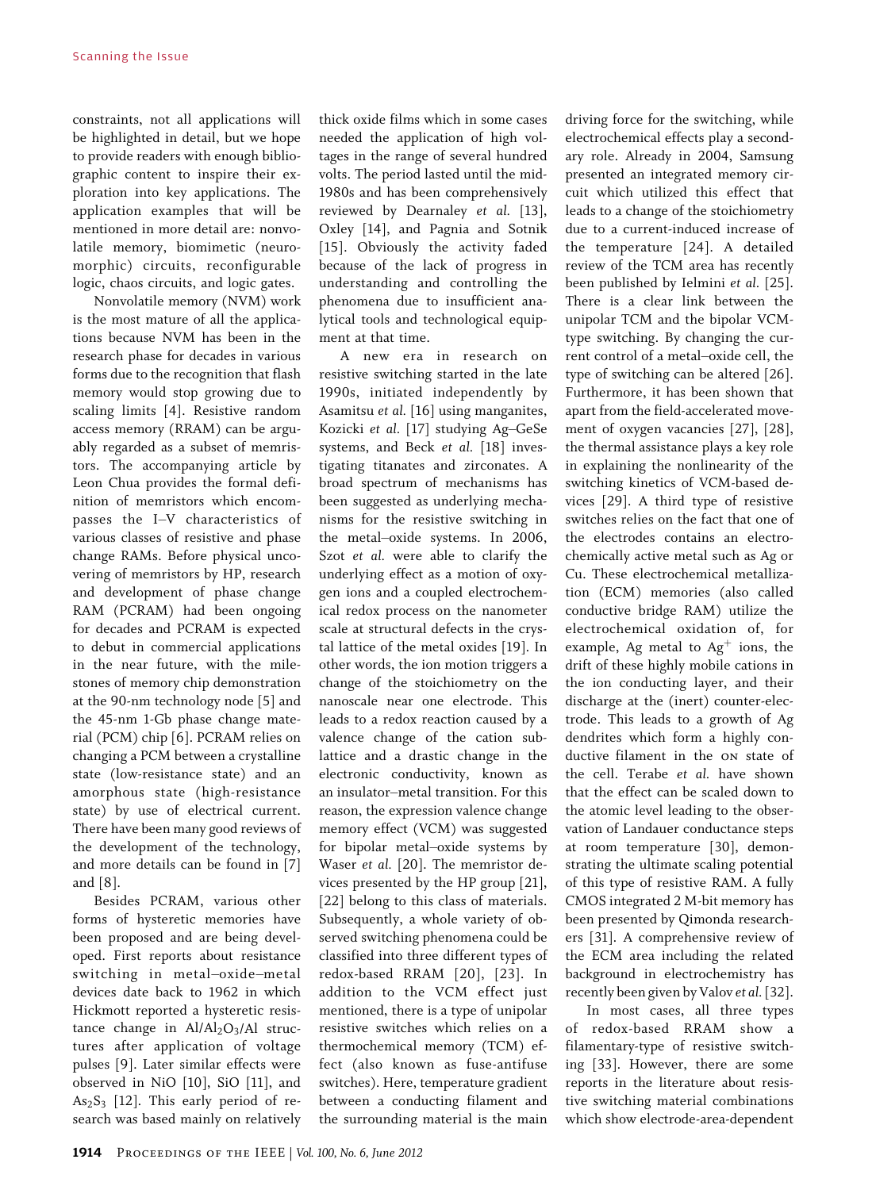constraints, not all applications will be highlighted in detail, but we hope to provide readers with enough bibliographic content to inspire their exploration into key applications. The application examples that will be mentioned in more detail are: nonvolatile memory, biomimetic (neuromorphic) circuits, reconfigurable logic, chaos circuits, and logic gates.

Nonvolatile memory (NVM) work is the most mature of all the applications because NVM has been in the research phase for decades in various forms due to the recognition that flash memory would stop growing due to scaling limits [4]. Resistive random access memory (RRAM) can be arguably regarded as a subset of memristors. The accompanying article by Leon Chua provides the formal definition of memristors which encompasses the I–V characteristics of various classes of resistive and phase change RAMs. Before physical uncovering of memristors by HP, research and development of phase change RAM (PCRAM) had been ongoing for decades and PCRAM is expected to debut in commercial applications in the near future, with the milestones of memory chip demonstration at the 90-nm technology node [5] and the 45-nm 1-Gb phase change material (PCM) chip [6]. PCRAM relies on changing a PCM between a crystalline state (low-resistance state) and an amorphous state (high-resistance state) by use of electrical current. There have been many good reviews of the development of the technology, and more details can be found in [7] and [8].

Besides PCRAM, various other forms of hysteretic memories have been proposed and are being developed. First reports about resistance switching in metal–oxide–metal devices date back to 1962 in which Hickmott reported a hysteretic resistance change in $Al/Al_2O_3/Al$ structures after application of voltage pulses [9]. Later similar effects were observed in NiO [10], SiO [11], and $As_2S_3$ [12]. This early period of research was based mainly on relatively thick oxide films which in some cases needed the application of high voltages in the range of several hundred volts. The period lasted until the mid-1980s and has been comprehensively reviewed by Dearnaley *et al.* [13], Oxley [14], and Pagnia and Sotnik [15]. Obviously the activity faded because of the lack of progress in understanding and controlling the phenomena due to insufficient analytical tools and technological equipment at that time.

A new era in research on resistive switching started in the late 1990s, initiated independently by Asamitsu *et al.* [16] using manganites, Kozicki *et al.* [17] studying Ag–GeSe systems, and Beck *et al.* [18] investigating titanates and zirconates. A broad spectrum of mechanisms has been suggested as underlying mechanisms for the resistive switching in the metal–oxide systems. In 2006, Szot *et al.* were able to clarify the underlying effect as a motion of oxygen ions and a coupled electrochemical redox process on the nanometer scale at structural defects in the crystal lattice of the metal oxides [19]. In other words, the ion motion triggers a change of the stoichiometry on the nanoscale near one electrode. This leads to a redox reaction caused by a valence change of the cation sublattice and a drastic change in the electronic conductivity, known as an insulator–metal transition. For this reason, the expression valence change memory effect (VCM) was suggested for bipolar metal–oxide systems by Waser *et al.* [20]. The memristor devices presented by the HP group [21], [22] belong to this class of materials. Subsequently, a whole variety of observed switching phenomena could be classified into three different types of redox-based RRAM [20], [23]. In addition to the VCM effect just mentioned, there is a type of unipolar resistive switches which relies on a thermochemical memory (TCM) effect (also known as fuse-antifuse switches). Here, temperature gradient between a conducting filament and the surrounding material is the main driving force for the switching, while electrochemical effects play a secondary role. Already in 2004, Samsung presented an integrated memory circuit which utilized this effect that leads to a change of the stoichiometry due to a current-induced increase of the temperature [24]. A detailed review of the TCM area has recently been published by Ielmini *et al.* [25]. There is a clear link between the unipolar TCM and the bipolar VCM-type switching. By changing the current control of a metal–oxide cell, the type of switching can be altered [26]. Furthermore, it has been shown that apart from the field-accelerated movement of oxygen vacancies [27], [28], the thermal assistance plays a key role in explaining the nonlinearity of the switching kinetics of VCM-based devices [29]. A third type of resistive switches relies on the fact that one of the electrodes contains an electrochemically active metal such as Ag or Cu. These electrochemical metallization (ECM) memories (also called conductive bridge RAM) utilize the electrochemical oxidation of, for example, Ag metal to $Ag^+$ ions, the drift of these highly mobile cations in the ion conducting layer, and their discharge at the (inert) counter-electrode. This leads to a growth of Ag dendrites which form a highly conductive filament in the ON state of the cell. Terabe *et al.* have shown that the effect can be scaled down to the atomic level leading to the observation of Landauer conductance steps at room temperature [30], demonstrating the ultimate scaling potential of this type of resistive RAM. A fully CMOS integrated 2 M-bit memory has been presented by Qimonda researchers [31]. A comprehensive review of the ECM area including the related background in electrochemistry has recently been given by Valov *et al.* [32].

In most cases, all three types of redox-based RRAM show a filamentary-type of resistive switching [33]. However, there are some reports in the literature about resistive switching material combinations which show electrode-area-dependent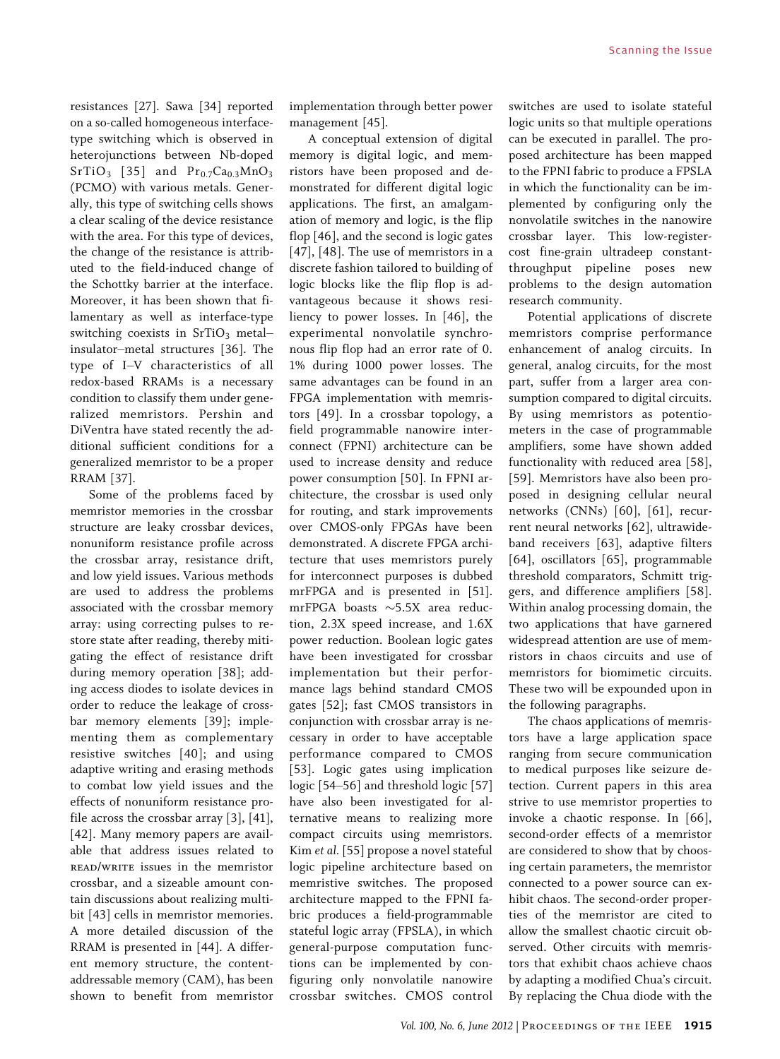resistances [27]. Sawa [34] reported on a so-called homogeneous interface-type switching which is observed in heterojunctions between Nb-doped $SrTiO_3$ [35] and $Pr_{0.7}Ca_{0.3}MnO_3$ (PCMO) with various metals. Generally, this type of switching cells shows a clear scaling of the device resistance with the area. For this type of devices, the change of the resistance is attributed to the field-induced change of the Schottky barrier at the interface. Moreover, it has been shown that filamentary as well as interface-type switching coexists in $SrTiO_3$ metal–insulator–metal structures [36]. The type of I–V characteristics of all redox-based RRAMs is a necessary condition to classify them under generalized memristors. Pershin and DiVentra have stated recently the additional sufficient conditions for a generalized memristor to be a proper RRAM [37].

Some of the problems faced by memristor memories in the crossbar structure are leaky crossbar devices, nonuniform resistance profile across the crossbar array, resistance drift, and low yield issues. Various methods are used to address the problems associated with the crossbar memory array: using correcting pulses to restore state after reading, thereby mitigating the effect of resistance drift during memory operation [38]; adding access diodes to isolate devices in order to reduce the leakage of crossbar memory elements [39]; implementing them as complementary resistive switches [40]; and using adaptive writing and erasing methods to combat low yield issues and the effects of nonuniform resistance profile across the crossbar array [3], [41], [42]. Many memory papers are available that address issues related to READ/WRITE issues in the memristor crossbar, and a sizeable amount contain discussions about realizing multibit [43] cells in memristor memories. A more detailed discussion of the RRAM is presented in [44]. A different memory structure, the content-addressable memory (CAM), has been shown to benefit from memristor implementation through better power management [45].

A conceptual extension of digital memory is digital logic, and memristors have been proposed and demonstrated for different digital logic applications. The first, an amalgamation of memory and logic, is the flip flop [46], and the second is logic gates [47], [48]. The use of memristors in a discrete fashion tailored to building of logic blocks like the flip flop is advantageous because it shows resiliency to power losses. In [46], the experimental nonvolatile synchronous flip flop had an error rate of 0.1% during 1000 power losses. The same advantages can be found in an FPGA implementation with memristors [49]. In a crossbar topology, a field programmable nanowire interconnect (FPNI) architecture can be used to increase density and reduce power consumption [50]. In FPNI architecture, the crossbar is used only for routing, and stark improvements over CMOS-only FPGAs have been demonstrated. A discrete FPGA architecture that uses memristors purely for interconnect purposes is dubbed mrFPGA and is presented in [51]. mrFPGA boasts ~5.5X area reduction, 2.3X speed increase, and 1.6X power reduction. Boolean logic gates have been investigated for crossbar implementation but their performance lags behind standard CMOS gates [52]; fast CMOS transistors in conjunction with crossbar array is necessary in order to have acceptable performance compared to CMOS [53]. Logic gates using implication logic [54]–[56] and threshold logic [57] have also been investigated for alternative means to realizing more compact circuits using memristors. Kim *et al.* [55] propose a novel stateful logic pipeline architecture based on memristive switches. The proposed architecture mapped to the FPNI fabric produces a field-programmable stateful logic array (FPSLA), in which general-purpose computation functions can be implemented by configuring only nonvolatile nanowire crossbar switches. CMOS control switches are used to isolate stateful logic units so that multiple operations can be executed in parallel. The proposed architecture has been mapped to the FPNI fabric to produce a FPSLA in which the functionality can be implemented by configuring only the nonvolatile switches in the nanowire crossbar layer. This low-register-cost fine-grain ultradeep constant-throughput pipeline poses new problems to the design automation research community.

Potential applications of discrete memristors comprise performance enhancement of analog circuits. In general, analog circuits, for the most part, suffer from a larger area consumption compared to digital circuits. By using memristors as potentiometers in the case of programmable amplifiers, some have shown added functionality with reduced area [58], [59]. Memristors have also been proposed in designing cellular neural networks (CNNs) [60], [61], recurrent neural networks [62], ultrawideband receivers [63], adaptive filters [64], oscillators [65], programmable threshold comparators, Schmitt triggers, and difference amplifiers [58]. Within analog processing domain, the two applications that have garnered widespread attention are use of memristors in chaos circuits and use of memristors for biomimetic circuits. These two will be expounded upon in the following paragraphs.

The chaos applications of memristors have a large application space ranging from secure communication to medical purposes like seizure detection. Current papers in this area strive to use memristor properties to invoke a chaotic response. In [66], second-order effects of a memristor are considered to show that by choosing certain parameters, the memristor connected to a power source can exhibit chaos. The second-order properties of the memristor are cited to allow the smallest chaotic circuit observed. Other circuits with memristors that exhibit chaos achieve chaos by adapting a modified Chua's circuit. By replacing the Chua diode with the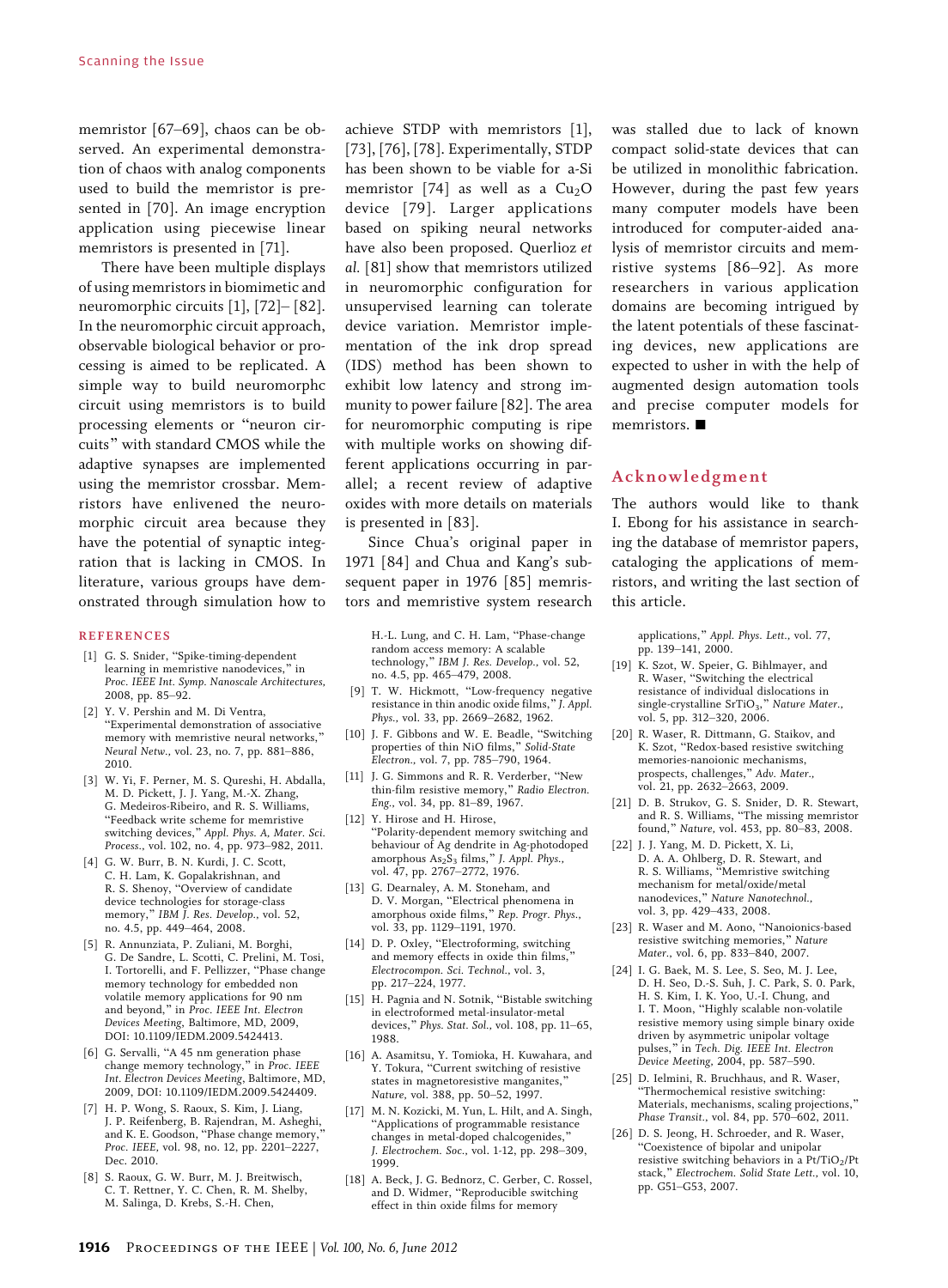memristor [67–69], chaos can be observed. An experimental demonstration of chaos with analog components used to build the memristor is presented in [70]. An image encryption application using piecewise linear memristors is presented in [71].

There have been multiple displays of using memristors in biomimetic and neuromorphic circuits [1], [72]– [82]. In the neuromorphic circuit approach, observable biological behavior or processing is aimed to be replicated. A simple way to build neuromorphc circuit using memristors is to build processing elements or "neuron circuits" with standard CMOS while the adaptive synapses are implemented using the memristor crossbar. Memristors have enlivened the neuromorphic circuit area because they have the potential of synaptic integration that is lacking in CMOS. In literature, various groups have demonstrated through simulation how to achieve STDP with memristors [1], [73], [76], [78]. Experimentally, STDP has been shown to be viable for a-Si memristor [74] as well as a $Cu_2O$ device [79]. Larger applications based on spiking neural networks have also been proposed. Querlioz *et al.* [81] show that memristors utilized in neuromorphic configuration for unsupervised learning can tolerate device variation. Memristor implementation of the ink drop spread (IDS) method has been shown to exhibit low latency and strong immunity to power failure [82]. The area for neuromorphic computing is ripe with multiple works on showing different applications occurring in parallel; a recent review of adaptive oxides with more details on materials is presented in [83].

Since Chua's original paper in 1971 [84] and Chua and Kang's subsequent paper in 1976 [85] memristors and memristive system research was stalled due to lack of known compact solid-state devices that can be utilized in monolithic fabrication. However, during the past few years many computer models have been introduced for computer-aided analysis of memristor circuits and memristive systems [86–92]. As more researchers in various application domains are becoming intrigued by the latent potentials of these fascinating devices, new applications are expected to usher in with the help of augmented design automation tools and precise computer models for memristors. ■

## Acknowledgment

The authors would like to thank I. Ebong for his assistance in searching the database of memristor papers, cataloging the applications of memristors, and writing the last section of this article.

## REFERENCES

[1] G. S. Snider, "Spike-timing-dependent learning in memristive nanodevices," in *Proc. IEEE Int. Symp. Nanoscale Architectures*, 2008, pp. 85–92.

[2] Y. V. Pershin and M. Di Ventra, "Experimental demonstration of associative memory with memristive neural networks," *Neural Netw.*, vol. 23, no. 7, pp. 881–886, 2010.

[3] W. Yi, F. Perner, M. S. Qureshi, H. Abdalla, M. D. Pickett, J. J. Yang, M.-X. Zhang, G. Medeiros-Ribeiro, and R. S. Williams, "Feedback write scheme for memristive switching devices," *Appl. Phys. A, Mater. Sci. Process.*, vol. 102, no. 4, pp. 973–982, 2011.

[4] G. W. Burr, B. N. Kurdi, J. C. Scott, C. H. Lam, K. Gopalakrishnan, and R. S. Shenoy, "Overview of candidate device technologies for storage-class memory," *IBM J. Res. Develop.*, vol. 52, no. 4.5, pp. 449–464, 2008.

[5] R. Annunziata, P. Zuliani, M. Borghi, G. De Sandre, L. Scotti, C. Prelini, M. Tosi, I. Tortorelli, and F. Pellizzer, "Phase change memory technology for embedded non volatile memory applications for 90 nm and beyond," in *Proc. IEEE Int. Electron Devices Meeting*, Baltimore, MD, 2009, DOI: 10.1109/IEDM.2009.5424413.

[6] G. Servalli, "A 45 nm generation phase change memory technology," in *Proc. IEEE Int. Electron Devices Meeting*, Baltimore, MD, 2009, DOI: 10.1109/IEDM.2009.5424409.

[7] H. P. Wong, S. Raoux, S. Kim, J. Liang, J. P. Reifenberg, B. Rajendran, M. Asheghi, and K. E. Goodson, "Phase change memory," *Proc. IEEE*, vol. 98, no. 12, pp. 2201–2227, Dec. 2010.

[8] S. Raoux, G. W. Burr, M. J. Breitwisch, C. T. Rettner, Y. C. Chen, R. M. Shelby, M. Salinga, D. Krebs, S.-H. Chen, H.-L. Lung, and C. H. Lam, "Phase-change random access memory: A scalable technology," *IBM J. Res. Develop.*, vol. 52, no. 4.5, pp. 465–479, 2008.

[9] T. W. Hickmott, "Low-frequency negative resistance in thin anodic oxide films," *J. Appl. Phys.*, vol. 33, pp. 2669–2682, 1962.

[10] J. F. Gibbons and W. E. Beadle, "Switching properties of thin NiO films," *Solid-State Electron.*, vol. 7, pp. 785–790, 1964.

[11] J. G. Simmons and R. R. Verderber, "New thin-film resistive memory," *Radio Electron. Eng.*, vol. 34, pp. 81–89, 1967.

[12] Y. Hirose and H. Hirose, "Polarity-dependent memory switching and behaviour of Ag dendrite in Ag-photodoped amorphous $As_2S_3$ films," *J. Appl. Phys.*, vol. 47, pp. 2767–2772, 1976.

[13] G. Dearnaley, A. M. Stoneham, and D. V. Morgan, "Electrical phenomena in amorphous oxide films," *Rep. Progr. Phys.*, vol. 33, pp. 1129–1191, 1970.

[14] D. P. Oxley, "Electroforming, switching and memory effects in oxide thin films," *Electrocompon. Sci. Technol.*, vol. 3, pp. 217–224, 1977.

[15] H. Pagnia and N. Sotnik, "Bistable switching in electroformed metal-insulator-metal devices," *Phys. Stat. Sol.*, vol. 108, pp. 11–65, 1988.

[16] A. Asamitsu, Y. Tomioka, H. Kuwahara, and Y. Tokura, "Current switching of resistive states in magnetoresistive manganites," *Nature*, vol. 388, pp. 50–52, 1997.

[17] M. N. Kozicki, M. Yun, L. Hilt, and A. Singh, "Applications of programmable resistance changes in metal-doped chalcogenides," *J. Electrochem. Soc.*, vol. 1-12, pp. 298–309, 1999.

[18] A. Beck, J. G. Bednorz, C. Gerber, C. Rossel, and D. Widmer, "Reproducible switching effect in thin oxide films for memory applications," *Appl. Phys. Lett.*, vol. 77, pp. 139–141, 2000.

[19] K. Szot, W. Speier, G. Bihlmayer, and R. Waser, "Switching the electrical resistance of individual dislocations in single-crystalline $SrTiO_3$," *Nature Mater.*, vol. 5, pp. 312–320, 2006.

[20] R. Waser, R. Dittmann, G. Staikov, and K. Szot, "Redox-based resistive switching memories-nanoionic mechanisms, prospects, challenges," *Adv. Mater.*, vol. 21, pp. 2632–2663, 2009.

[21] D. B. Strukov, G. S. Snider, D. R. Stewart, and R. S. Williams, "The missing memristor found," *Nature*, vol. 453, pp. 80–83, 2008.

[22] J. J. Yang, M. D. Pickett, X. Li, D. A. A. Ohlberg, D. R. Stewart, and R. S. Williams, "Memristive switching mechanism for metal/oxide/metal nanodevices," *Nature Nanotechnol.*, vol. 3, pp. 429–433, 2008.

[23] R. Waser and M. Aono, "Nanoionics-based resistive switching memories," *Nature Mater.*, vol. 6, pp. 833–840, 2007.

[24] I. G. Baek, M. S. Lee, S. Seo, M. J. Lee, D. H. Seo, D.-S. Suh, J. C. Park, S. 0. Park, H. S. Kim, I. K. Yoo, U.-I. Chung, and I. T. Moon, "Highly scalable non-volatile resistive memory using simple binary oxide driven by asymmetric unipolar voltage pulses," in *Tech. Dig. IEEE Int. Electron Device Meeting*, 2004, pp. 587–590.

[25] D. Ielmini, R. Bruchhaus, and R. Waser, "Thermochemical resistive switching: Materials, mechanisms, scaling projections," *Phase Transit.*, vol. 84, pp. 570–602, 2011.

[26] D. S. Jeong, H. Schroeder, and R. Waser, "Coexistence of bipolar and unipolar resistive switching behaviors in a $Pt/TiO_2/Pt$ stack," *Electrochem. Solid State Lett.*, vol. 10, pp. G51–G53, 2007.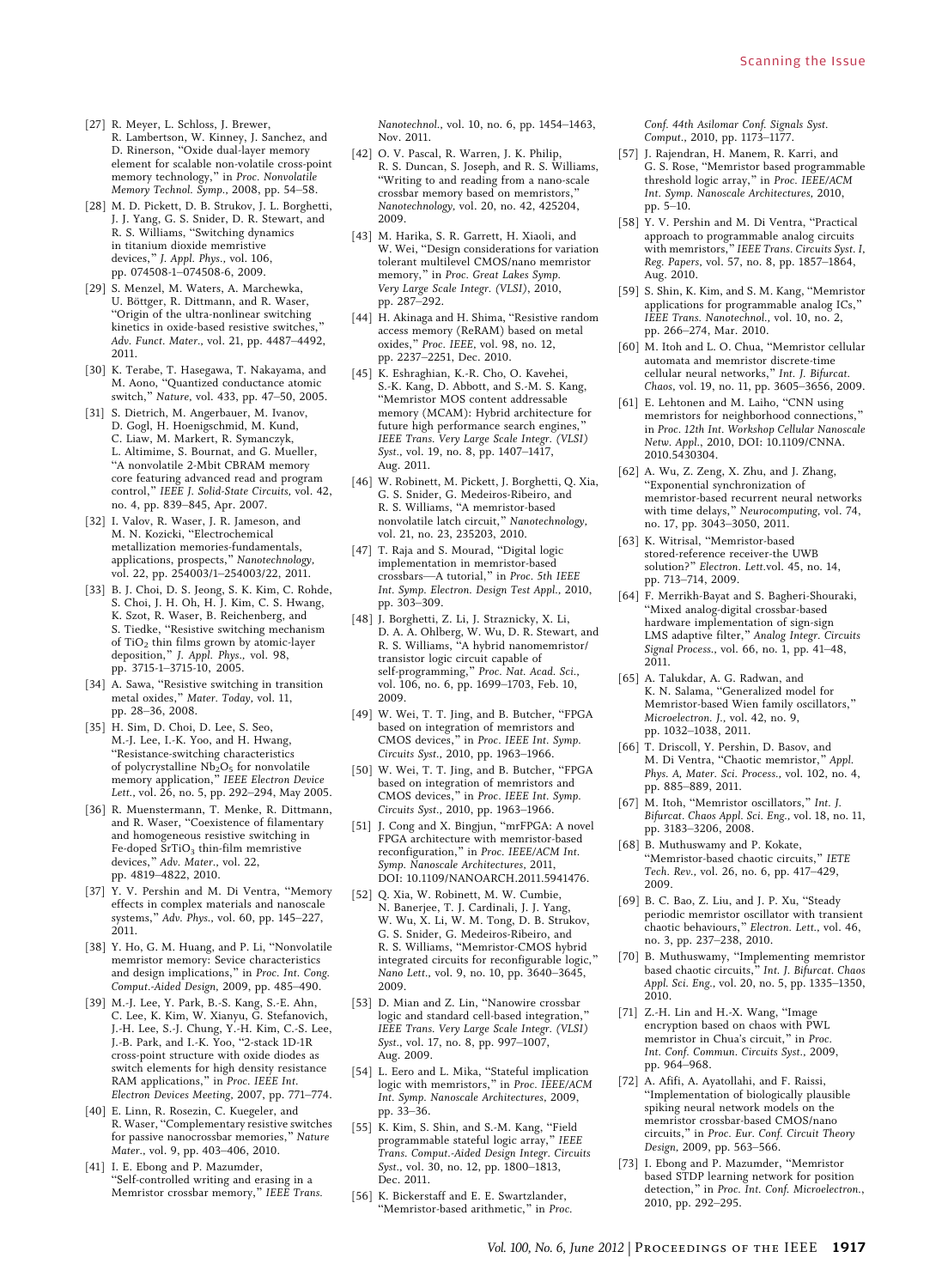[27] R. Meyer, L. Schloss, J. Brewer, R. Lambertson, W. Kinney, J. Sanchez, and D. Rinerson, "Oxide dual-layer memory element for scalable non-volatile cross-point memory technology," in *Proc. Nonvolatile Memory Technol. Symp.*, 2008, pp. 54–58.

[28] M. D. Pickett, D. B. Strukov, J. L. Borghetti, J. J. Yang, G. S. Snider, D. R. Stewart, and R. S. Williams, "Switching dynamics in titanium dioxide memristive devices," *J. Appl. Phys.*, vol. 106, pp. 074508-1–074508-6, 2009.

[29] S. Menzel, M. Waters, A. Marchewka, U. Böttger, R. Dittmann, and R. Waser, "Origin of the ultra-nonlinear switching kinetics in oxide-based resistive switches," *Adv. Funct. Mater.*, vol. 21, pp. 4487–4492, 2011.

[30] K. Terabe, T. Hasegawa, T. Nakayama, and M. Aono, "Quantized conductance atomic switch," *Nature*, vol. 433, pp. 47–50, 2005.

[31] S. Dietrich, M. Angerbauer, M. Ivanov, D. Gogl, H. Hoenigschmid, M. Kund, C. Liaw, M. Markert, R. Symanczyk, L. Altimime, S. Bournat, and G. Mueller, "A nonvolatile 2-Mbit CBRAM memory core featuring advanced read and program control," *IEEE J. Solid-State Circuits*, vol. 42, no. 4, pp. 839–845, Apr. 2007.

[32] I. Valov, R. Waser, J. R. Jameson, and M. N. Kozicki, "Electrochemical metallization memories-fundamentals, applications, prospects," *Nanotechnology*, vol. 22, pp. 254003/1–254003/22, 2011.

[33] B. J. Choi, D. S. Jeong, S. K. Kim, C. Rohde, S. Choi, J. H. Oh, H. J. Kim, C. S. Hwang, K. Szot, R. Waser, B. Reichenberg, and S. Tiedke, "Resistive switching mechanism of $TiO_2$ thin films grown by atomic-layer deposition," *J. Appl. Phys.*, vol. 98, pp. 3715-1–3715-10, 2005.

[34] A. Sawa, "Resistive switching in transition metal oxides," *Mater. Today*, vol. 11, pp. 28–36, 2008.

[35] H. Sim, D. Choi, D. Lee, S. Seo, M.-J. Lee, I.-K. Yoo, and H. Hwang, "Resistance-switching characteristics of polycrystalline $Nb_2O_5$ for nonvolatile memory application," *IEEE Electron Device Lett.*, vol. 26, no. 5, pp. 292–294, May 2005.

[36] R. Muenstermann, T. Menke, R. Dittmann, and R. Waser, "Coexistence of filamentary and homogeneous resistive switching in Fe-doped $SrTiO_3$ thin-film memristive devices," *Adv. Mater.*, vol. 22, pp. 4819–4822, 2010.

[37] Y. V. Pershin and M. Di Ventra, "Memory effects in complex materials and nanoscale systems," *Adv. Phys.*, vol. 60, pp. 145–227, 2011.

[38] Y. Ho, G. M. Huang, and P. Li, "Nonvolatile memristor memory: Sevice characteristics and design implications," in *Proc. Int. Cong. Comput.-Aided Design*, 2009, pp. 485–490.

[39] M.-J. Lee, Y. Park, B.-S. Kang, S.-E. Ahn, C. Lee, K. Kim, W. Xianyu, G. Stefanovich, J.-H. Lee, S.-J. Chung, Y.-H. Kim, C.-S. Lee, J.-B. Park, and I.-K. Yoo, "2-stack 1D-1R cross-point structure with oxide diodes as switch elements for high density resistance RAM applications," in *Proc. IEEE Int. Electron Devices Meeting*, 2007, pp. 771–774.

[40] E. Linn, R. Rosezin, C. Kuegeler, and R. Waser, "Complementary resistive switches for passive nanocrossbar memories," *Nature Mater.*, vol. 9, pp. 403–406, 2010.

[41] I. E. Ebong and P. Mazumder, "Self-controlled writing and erasing in a Memristor crossbar memory," *IEEE Trans. Nanotechnol.*, vol. 10, no. 6, pp. 1454–1463, Nov. 2011.

[42] O. V. Pascal, R. Warren, J. K. Philip, R. S. Duncan, S. Joseph, and R. S. Williams, "Writing to and reading from a nano-scale crossbar memory based on memristors," *Nanotechnology*, vol. 20, no. 42, 425204, 2009.

[43] M. Harika, S. R. Garrett, H. Xiaoli, and W. Wei, "Design considerations for variation tolerant multilevel CMOS/nano memristor memory," in *Proc. Great Lakes Symp. Very Large Scale Integr. (VLSI)*, 2010, pp. 287–292.

[44] H. Akinaga and H. Shima, "Resistive random access memory (ReRAM) based on metal oxides," *Proc. IEEE*, vol. 98, no. 12, pp. 2237–2251, Dec. 2010.

[45] K. Eshraghian, K.-R. Cho, O. Kavehei, S.-K. Kang, D. Abbott, and S.-M. S. Kang, "Memristor MOS content addressable memory (MCAM): Hybrid architecture for future high performance search engines," *IEEE Trans. Very Large Scale Integr. (VLSI) Syst.*, vol. 19, no. 8, pp. 1407–1417, Aug. 2011.

[46] W. Robinett, M. Pickett, J. Borghetti, Q. Xia, G. S. Snider, G. Medeiros-Ribeiro, and R. S. Williams, "A memristor-based nonvolatile latch circuit," *Nanotechnology*, vol. 21, no. 23, 235203, 2010.

[47] T. Raja and S. Mourad, "Digital logic implementation in memristor-based crossbars—A tutorial," in *Proc. 5th IEEE Int. Symp. Electron. Design Test Appl.*, 2010, pp. 303–309.

[48] J. Borghetti, Z. Li, J. Straznicky, X. Li, D. A. A. Ohlberg, W. Wu, D. R. Stewart, and R. S. Williams, "A hybrid nanomemristor/transistor logic circuit capable of self-programming," *Proc. Nat. Acad. Sci.*, vol. 106, no. 6, pp. 1699–1703, Feb. 10, 2009.

[49] W. Wei, T. T. Jing, and B. Butcher, "FPGA based on integration of memristors and CMOS devices," in *Proc. IEEE Int. Symp. Circuits Syst.*, 2010, pp. 1963–1966.

[50] W. Wei, T. T. Jing, and B. Butcher, "FPGA based on integration of memristors and CMOS devices," in *Proc. IEEE Int. Symp. Circuits Syst.*, 2010, pp. 1963–1966.

[51] J. Cong and X. Bingjun, "mrFPGA: A novel FPGA architecture with memristor-based reconfiguration," in *Proc. IEEE/ACM Int. Symp. Nanoscale Architectures*, 2011, DOI: 10.1109/NANOARCH.2011.5941476.

[52] Q. Xia, W. Robinett, M. W. Cumbie, N. Banerjee, T. J. Cardinali, J. J. Yang, W. Wu, X. Li, W. M. Tong, D. B. Strukov, G. S. Snider, G. Medeiros-Ribeiro, and R. S. Williams, "Memristor-CMOS hybrid integrated circuits for reconfigurable logic," *Nano Lett.*, vol. 9, no. 10, pp. 3640–3645, 2009.

[53] D. Mian and Z. Lin, "Nanowire crossbar logic and standard cell-based integration," *IEEE Trans. Very Large Scale Integr. (VLSI) Syst.*, vol. 17, no. 8, pp. 997–1007, Aug. 2009.

[54] L. Eero and L. Mika, "Stateful implication logic with memristors," in *Proc. IEEE/ACM Int. Symp. Nanoscale Architectures*, 2009, pp. 33–36.

[55] K. Kim, S. Shin, and S.-M. Kang, "Field programmable stateful logic array," *IEEE Trans. Comput.-Aided Design Integr. Circuits Syst.*, vol. 30, no. 12, pp. 1800–1813, Dec. 2011.

[56] K. Bickerstaff and E. E. Swartzlander, "Memristor-based arithmetic," in *Proc. Conf. 44th Asilomar Conf. Signals Syst. Comput.*, 2010, pp. 1173–1177.

[57] J. Rajendran, H. Manem, R. Karri, and G. S. Rose, "Memristor based programmable threshold logic array," in *Proc. IEEE/ACM Int. Symp. Nanoscale Architectures*, 2010, pp. 5–10.

[58] Y. V. Pershin and M. Di Ventra, "Practical approach to programmable analog circuits with memristors," *IEEE Trans. Circuits Syst. I, Reg. Papers*, vol. 57, no. 8, pp. 1857–1864, Aug. 2010.

[59] S. Shin, K. Kim, and S. M. Kang, "Memristor applications for programmable analog ICs," *IEEE Trans. Nanotechnol.*, vol. 10, no. 2, pp. 266–274, Mar. 2010.

[60] M. Itoh and L. O. Chua, "Memristor cellular automata and memristor discrete-time cellular neural networks," *Int. J. Bifurcat. Chaos*, vol. 19, no. 11, pp. 3605–3656, 2009.

[61] E. Lehtonen and M. Laiho, "CNN using memristors for neighborhood connections," in *Proc. 12th Int. Workshop Cellular Nanoscale Netw. Appl.*, 2010, DOI: 10.1109/CNNA.2010.5430304.

[62] A. Wu, Z. Zeng, X. Zhu, and J. Zhang, "Exponential synchronization of memristor-based recurrent neural networks with time delays," *Neurocomputing*, vol. 74, no. 17, pp. 3043–3050, 2011.

[63] K. Witrisal, "Memristor-based stored-reference receiver-the UWB solution?" *Electron. Lett.*vol. 45, no. 14, pp. 713–714, 2009.

[64] F. Merrikh-Bayat and S. Bagheri-Shouraki, "Mixed analog-digital crossbar-based hardware implementation of sign-sign LMS adaptive filter," *Analog Integr. Circuits Signal Process.*, vol. 66, no. 1, pp. 41–48, 2011.

[65] A. Talukdar, A. G. Radwan, and K. N. Salama, "Generalized model for Memristor-based Wien family oscillators," *Microelectron. J.*, vol. 42, no. 9, pp. 1032–1038, 2011.

[66] T. Driscoll, Y. Pershin, D. Basov, and M. Di Ventra, "Chaotic memristor," *Appl. Phys. A, Mater. Sci. Process.*, vol. 102, no. 4, pp. 885–889, 2011.

[67] M. Itoh, "Memristor oscillators," *Int. J. Bifurcat. Chaos Appl. Sci. Eng.*, vol. 18, no. 11, pp. 3183–3206, 2008.

[68] B. Muthuswamy and P. Kokate, "Memristor-based chaotic circuits," *IETE Tech. Rev.*, vol. 26, no. 6, pp. 417–429, 2009.

[69] B. C. Bao, Z. Liu, and J. P. Xu, "Steady periodic memristor oscillator with transient chaotic behaviours," *Electron. Lett.*, vol. 46, no. 3, pp. 237–238, 2010.

[70] B. Muthuswamy, "Implementing memristor based chaotic circuits," *Int. J. Bifurcat. Chaos Appl. Sci. Eng.*, vol. 20, no. 5, pp. 1335–1350, 2010.

[71] Z.-H. Lin and H.-X. Wang, "Image encryption based on chaos with PWL memristor in Chua's circuit," in *Proc. Int. Conf. Commun. Circuits Syst.*, 2009, pp. 964–968.

[72] A. Afifi, A. Ayatollahi, and F. Raissi, "Implementation of biologically plausible spiking neural network models on the memristor crossbar-based CMOS/nano circuits," in *Proc. Eur. Conf. Circuit Theory Design*, 2009, pp. 563–566.

[73] I. Ebong and P. Mazumder, "Memristor based STDP learning network for position detection," in *Proc. Int. Conf. Microelectron.*, 2010, pp. 292–295.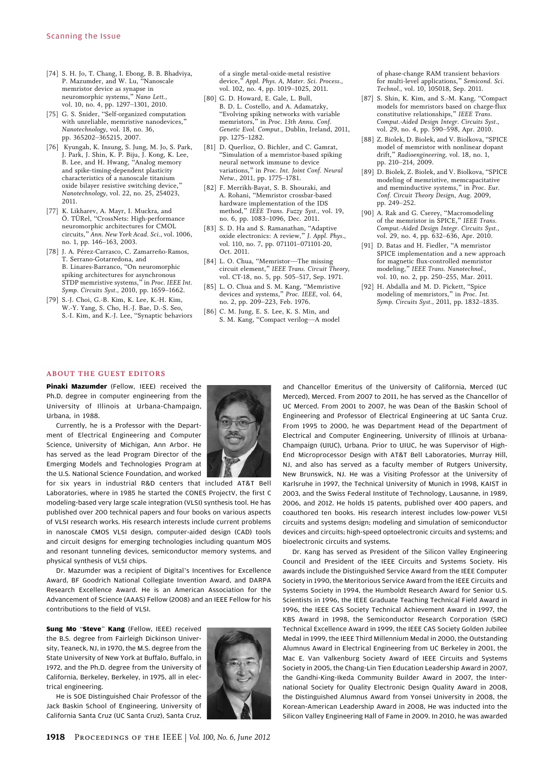[74] S. H. Jo, T. Chang, I. Ebong, B. B. Bhadviya, P. Mazumder, and W. Lu, "Nanoscale memristor device as synapse in neuromorphic systems," *Nano Lett.*, vol. 10, no. 4, pp. 1297–1301, 2010.

[75] G. S. Snider, "Self-organized computation with unreliable, memristive nanodevices," *Nanotechnology*, vol. 18, no. 36, pp. 365202–365215, 2007.

[76] Kyungah, K. Insung, S. Jung, M. Jo, S. Park, J. Park, J. Shin, K. P. Biju, J. Kong, K. Lee, B. Lee, and H. Hwang, "Analog memory and spike-timing-dependent plasticity characteristics of a nanoscale titanium oxide bilayer resistive switching device," *Nanotechnology*, vol. 22, no. 25, 254023, 2011.

[77] K. Likharev, A. Mayr, I. Muckra, and Ö. TÜRel, "CrossNets: High-performance neuromorphic architectures for CMOL circuits," *Ann. New York Acad. Sci.*, vol. 1006, no. 1, pp. 146–163, 2003.

[78] J. A. Pérez-Carrasco, C. Zamarreño-Ramos, T. Serrano-Gotarredona, and B. Linares-Barranco, "On neuromorphic spiking architectures for asynchronous STDP memristive systems," in *Proc. IEEE Int. Symp. Circuits Syst.*, 2010, pp. 1659–1662.

[79] S.-J. Choi, G.-B. Kim, K. Lee, K.-H. Kim, W.-Y. Yang, S. Cho, H.-J. Bae, D.-S. Seo, S.-I. Kim, and K.-J. Lee, "Synaptic behaviors of a single metal-oxide-metal resistive device," *Appl. Phys. A, Mater. Sci. Process.*, vol. 102, no. 4, pp. 1019–1025, 2011.

[80] G. D. Howard, E. Gale, L. Bull, B. D. L. Costello, and A. Adamatzky, "Evolving spiking networks with variable memristors," in *Proc. 13th Annu. Conf. Genetic Evol. Comput.*, Dublin, Ireland, 2011, pp. 1275–1282.

[81] D. Querlioz, O. Bichler, and C. Gamrat, "Simulation of a memristor-based spiking neural network immune to device variations," in *Proc. Int. Joint Conf. Neural Netw.*, 2011, pp. 1775–1781.

[82] F. Merrikh-Bayat, S. B. Shouraki, and A. Rohani, "Memristor crossbar-based hardware implementation of the IDS method," *IEEE Trans. Fuzzy Syst.*, vol. 19, no. 6, pp. 1083–1096, Dec. 2011.

[83] S. D. Ha and S. Ramanathan, "Adaptive oxide electronics: A review," *J. Appl. Phys.*, vol. 110, no. 7, pp. 071101–071101-20, Oct. 2011.

[84] L. O. Chua, "Memristor—The missing circuit element," *IEEE Trans. Circuit Theory*, vol. CT-18, no. 5, pp. 505–517, Sep. 1971.

[85] L. O. Chua and S. M. Kang, "Memristive devices and systems," *Proc. IEEE*, vol. 64, no. 2, pp. 209–223, Feb. 1976.

[86] C. M. Jung, E. S. Lee, K. S. Min, and S. M. Kang, "Compact verilog—A model of phase-change RAM transient behaviors for multi-level applications," *Semicond. Sci. Technol.*, vol. 10, 105018, Sep. 2011.

[87] S. Shin, K. Kim, and S.-M. Kang, "Compact models for memristors based on charge-flux constitutive relationships," *IEEE Trans. Comput.-Aided Design Integr. Circuits Syst.*, vol. 29, no. 4, pp. 590–598, Apr. 2010.

[88] Z. Biolek, D. Biolek, and V. Biolkova, "SPICE model of memristor with nonlinear dopant drift," *Radioengineering*, vol. 18, no. 1, pp. 210–214, 2009.

[89] D. Biolek, Z. Biolek, and V. Biolkova, "SPICE modeling of memristive, memcapacitative and meminductive systems," in *Proc. Eur. Conf. Circuit Theory Design*, Aug. 2009, pp. 249–252.

[90] A. Rak and G. Cserey, "Macromodeling of the memristor in SPICE," *IEEE Trans. Comput.-Aided Design Integr. Circuits Syst.*, vol. 29, no. 4, pp. 632–636, Apr. 2010.

[91] D. Batas and H. Fiedler, "A memristor SPICE implementation and a new approach for magnetic flux-controlled memristor modeling," *IEEE Trans. Nanotechnol.*, vol. 10, no. 2, pp. 250–255, Mar. 2011.

[92] H. Abdalla and M. D. Pickett, "Spice modeling of memristors," in *Proc. Int. Symp. Circuits Syst.*, 2011, pp. 1832–1835.

## ABOUT THE GUEST EDITORS

**Pinaki Mazumder** (Fellow, IEEE) received the Ph.D. degree in computer engineering from the University of Illinois at Urbana-Champaign, Urbana, in 1988.

Currently, he is a Professor with the Department of Electrical Engineering and Computer Science, University of Michigan, Ann Arbor. He has served as the lead Program Director of the Emerging Models and Technologies Program at the U.S. National Science Foundation, and worked for six years in industrial R&D centers that included AT&T Bell Laboratories, where in 1985 he started the CONES ProjectV, the first C modeling-based very large scale integration (VLSI) synthesis tool. He has published over 200 technical papers and four books on various aspects of VLSI research works. His research interests include current problems in nanoscale CMOS VLSI design, computer-aided design (CAD) tools and circuit designs for emerging technologies including quantum MOS and resonant tunneling devices, semiconductor memory systems, and physical synthesis of VLSI chips.

Dr. Mazumder was a recipient of Digital's Incentives for Excellence Award, BF Goodrich National Collegiate Invention Award, and DARPA Research Excellence Award. He is an American Association for the Advancement of Science (AAAS) Fellow (2008) and an IEEE Fellow for his contributions to the field of VLSI.

**Sung Mo "Steve" Kang** (Fellow, IEEE) received the B.S. degree from Fairleigh Dickinson University, Teaneck, NJ, in 1970, the M.S. degree from the State University of New York at Buffalo, Buffalo, in 1972, and the Ph.D. degree from the University of California, Berkeley, Berkeley, in 1975, all in electrical engineering.

He is SOE Distinguished Chair Professor of the Jack Baskin School of Engineering, University of California Santa Cruz (UC Santa Cruz), Santa Cruz, and Chancellor Emeritus of the University of California, Merced (UC Merced), Merced. From 2007 to 2011, he has served as the Chancellor of UC Merced. From 2001 to 2007, he was Dean of the Baskin School of Engineering and Professor of Electrical Engineering at UC Santa Cruz. From 1995 to 2000, he was Department Head of the Department of Electrical and Computer Engineering, University of Illinois at Urbana-Champaign (UIUC), Urbana. Prior to UIUC, he was Supervisor of High-End Microprocessor Design with AT&T Bell Laboratories, Murray Hill, NJ, and also has served as a faculty member of Rutgers University, New Brunswick, NJ. He was a Visiting Professor at the University of Karlsruhe in 1997, the Technical University of Munich in 1998, KAIST in 2003, and the Swiss Federal Institute of Technology, Lausanne, in 1989, 2006, and 2012. He holds 15 patents, published over 400 papers, and coauthored ten books. His research interest includes low-power VLSI circuits and systems design; modeling and simulation of semiconductor devices and circuits; high-speed optoelectronic circuits and systems; and bioelectronic circuits and systems.

Dr. Kang has served as President of the Silicon Valley Engineering Council and President of the IEEE Circuits and Systems Society. His awards include the Distinguished Service Award from the IEEE Computer Society in 1990, the Meritorious Service Award from the IEEE Circuits and Systems Society in 1994, the Humboldt Research Award for Senior U.S. Scientists in 1996, the IEEE Graduate Teaching Technical Field Award in 1996, the IEEE CAS Society Technical Achievement Award in 1997, the KBS Award in 1998, the Semiconductor Research Corporation (SRC) Technical Excellence Award in 1999, the IEEE CAS Society Golden Jubilee Medal in 1999, the IEEE Third Millennium Medal in 2000, the Outstanding Alumnus Award in Electrical Engineering from UC Berkeley in 2001, the Mac E. Van Valkenburg Society Award of IEEE Circuits and Systems Society in 2005, the Chang-Lin Tien Education Leadership Award in 2007, the Gandhi-King-Ikeda Community Builder Award in 2007, the International Society for Quality Electronic Design Quality Award in 2008, the Distinguished Alumnus Award from Yonsei University in 2008, the Korean-American Leadership Award in 2008, He was inducted into the Silicon Valley Engineering Hall of Fame in 2009. In 2010, he was awarded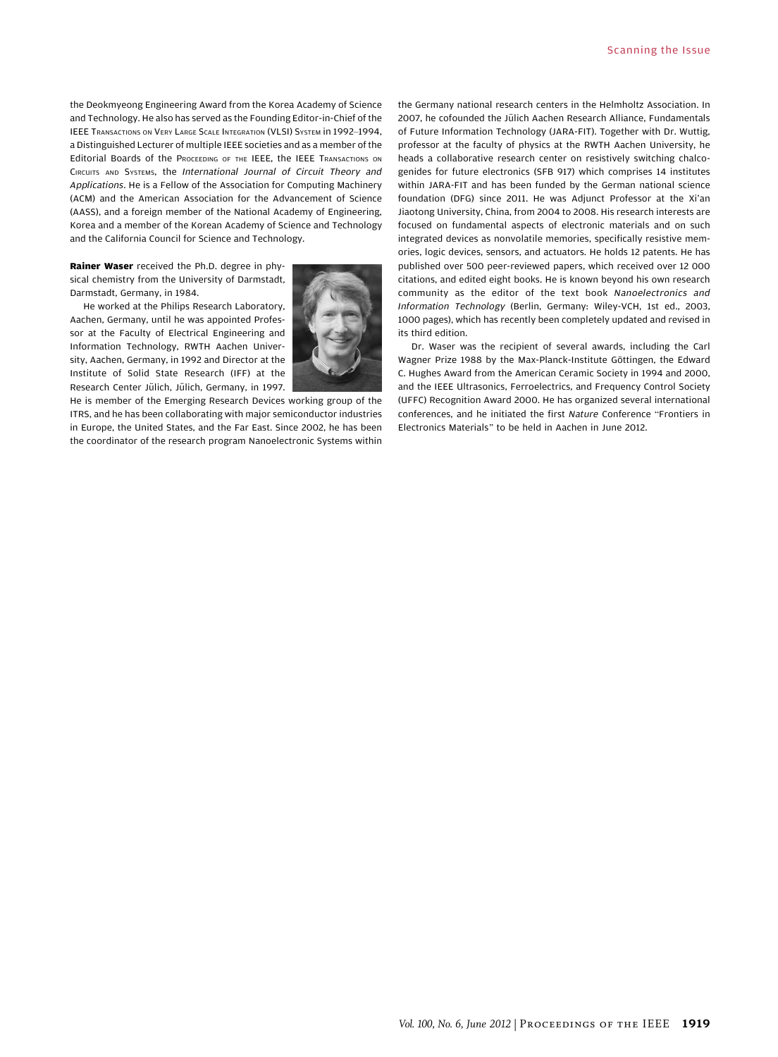the Deokmyeong Engineering Award from the Korea Academy of Science and Technology. He also has served as the Founding Editor-in-Chief of the IEEE Transactions on Very Large Scale Integration (VLSI) System in 1992–1994, a Distinguished Lecturer of multiple IEEE societies and as a member of the Editorial Boards of the Proceeding of the IEEE, the IEEE Transactions on Circuits and Systems, the *International Journal of Circuit Theory and Applications*. He is a Fellow of the Association for Computing Machinery (ACM) and the American Association for the Advancement of Science (AASS), and a foreign member of the National Academy of Engineering, Korea and a member of the Korean Academy of Science and Technology and the California Council for Science and Technology.

**Rainer Waser** received the Ph.D. degree in physical chemistry from the University of Darmstadt, Darmstadt, Germany, in 1984.

He worked at the Philips Research Laboratory, Aachen, Germany, until he was appointed Professor at the Faculty of Electrical Engineering and Information Technology, RWTH Aachen University, Aachen, Germany, in 1992 and Director at the Institute of Solid State Research (IFF) at the Research Center Jülich, Jülich, Germany, in 1997. He is member of the Emerging Research Devices working group of the ITRS, and he has been collaborating with major semiconductor industries in Europe, the United States, and the Far East. Since 2002, he has been the coordinator of the research program Nanoelectronic Systems within the Germany national research centers in the Helmholtz Association. In 2007, he cofounded the Jülich Aachen Research Alliance, Fundamentals of Future Information Technology (JARA-FIT). Together with Dr. Wuttig, professor at the faculty of physics at the RWTH Aachen University, he heads a collaborative research center on resistively switching chalcogenides for future electronics (SFB 917) which comprises 14 institutes within JARA-FIT and has been funded by the German national science foundation (DFG) since 2011. He was Adjunct Professor at the Xi'an Jiaotong University, China, from 2004 to 2008. His research interests are focused on fundamental aspects of electronic materials and on such integrated devices as nonvolatile memories, specifically resistive memories, logic devices, sensors, and actuators. He holds 12 patents. He has published over 500 peer-reviewed papers, which received over 12 000 citations, and edited eight books. He is known beyond his own research community as the editor of the text book *Nanoelectronics and Information Technology* (Berlin, Germany: Wiley-VCH, 1st ed., 2003, 1000 pages), which has recently been completely updated and revised in its third edition.

Dr. Waser was the recipient of several awards, including the Carl Wagner Prize 1988 by the Max-Planck-Institute Göttingen, the Edward C. Hughes Award from the American Ceramic Society in 1994 and 2000, and the IEEE Ultrasonics, Ferroelectrics, and Frequency Control Society (UFFC) Recognition Award 2000. He has organized several international conferences, and he initiated the first *Nature* Conference "Frontiers in Electronics Materials" to be held in Aachen in June 2012.